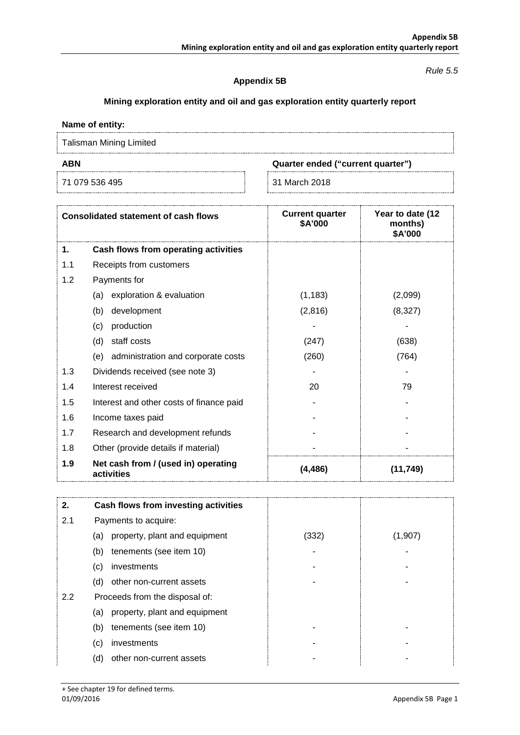*Rule 5.5*

**Appendix 5B**

**Mining exploration entity and oil and gas exploration entity quarterly report**

**Name of entity:**

Talisman Mining Limited

| **ABN** | **Quarter ended ("current quarter")** |
|---|---|
| 71 079 536 495 | 31 March 2018 |

| | **Consolidated statement of cash flows** | **Current quarter $A'000** | **Year to date (12 months) $A'000** |
|---|---|---|---|
| **1.** | **Cash flows from operating activities** | | |
| 1.1 | Receipts from customers | | |
| 1.2 | Payments for | | |
| | (a) exploration & evaluation | (1,183) | (2,099) |
| | (b) development | (2,816) | (8,327) |
| | (c) production | - | - |
| | (d) staff costs | (247) | (638) |
| | (e) administration and corporate costs | (260) | (764) |
| 1.3 | Dividends received (see note 3) | - | - |
| 1.4 | Interest received | 20 | 79 |
| 1.5 | Interest and other costs of finance paid | - | - |
| 1.6 | Income taxes paid | - | - |
| 1.7 | Research and development refunds | - | - |
| 1.8 | Other (provide details if material) | - | - |
| **1.9** | **Net cash from / (used in) operating activities** | **(4,486)** | **(11,749)** |

| **2.** | **Cash flows from investing activities** | | |
|---|---|---|---|
| 2.1 | Payments to acquire: | | |
| | (a) property, plant and equipment | (332) | (1,907) |
| | (b) tenements (see item 10) | - | - |
| | (c) investments | - | - |
| | (d) other non-current assets | - | - |
| 2.2 | Proceeds from the disposal of: | | |
| | (a) property, plant and equipment | | |
| | (b) tenements (see item 10) | - | - |
| | (c) investments | - | - |
| | (d) other non-current assets | - | - |

+ See chapter 19 for defined terms.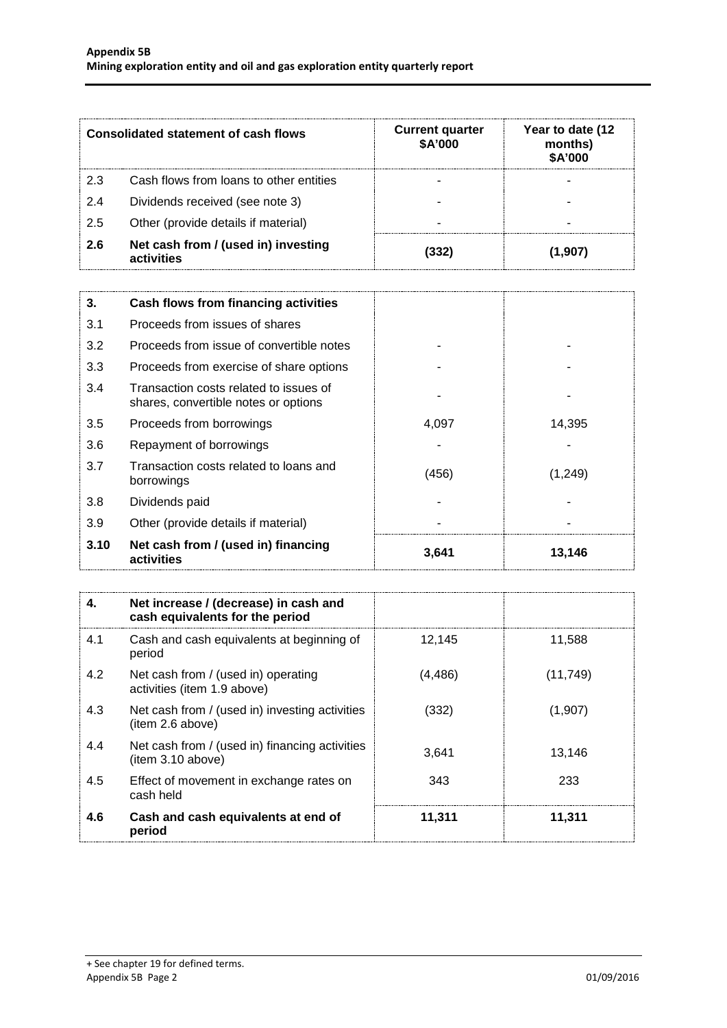| Consolidated statement of cash flows | | Current quarter $A'000 | Year to date (12 months) $A'000 |
|---|---|---|---|
| 2.3 | Cash flows from loans to other entities | - | - |
| 2.4 | Dividends received (see note 3) | - | - |
| 2.5 | Other (provide details if material) | - | - |
| **2.6** | **Net cash from / (used in) investing activities** | **(332)** | **(1,907)** |

| | | | |
|---|---|---|---|
| **3.** | **Cash flows from financing activities** | | |
| 3.1 | Proceeds from issues of shares | | |
| 3.2 | Proceeds from issue of convertible notes | - | - |
| 3.3 | Proceeds from exercise of share options | - | - |
| 3.4 | Transaction costs related to issues of shares, convertible notes or options | - | - |
| 3.5 | Proceeds from borrowings | 4,097 | 14,395 |
| 3.6 | Repayment of borrowings | - | - |
| 3.7 | Transaction costs related to loans and borrowings | (456) | (1,249) |
| 3.8 | Dividends paid | - | - |
| 3.9 | Other (provide details if material) | - | - |
| **3.10** | **Net cash from / (used in) financing activities** | **3,641** | **13,146** |

| | | | |
|---|---|---|---|
| **4.** | **Net increase / (decrease) in cash and cash equivalents for the period** | | |
| 4.1 | Cash and cash equivalents at beginning of period | 12,145 | 11,588 |
| 4.2 | Net cash from / (used in) operating activities (item 1.9 above) | (4,486) | (11,749) |
| 4.3 | Net cash from / (used in) investing activities (item 2.6 above) | (332) | (1,907) |
| 4.4 | Net cash from / (used in) financing activities (item 3.10 above) | 3,641 | 13,146 |
| 4.5 | Effect of movement in exchange rates on cash held | 343 | 233 |
| **4.6** | **Cash and cash equivalents at end of period** | **11,311** | **11,311** |

+ See chapter 19 for defined terms.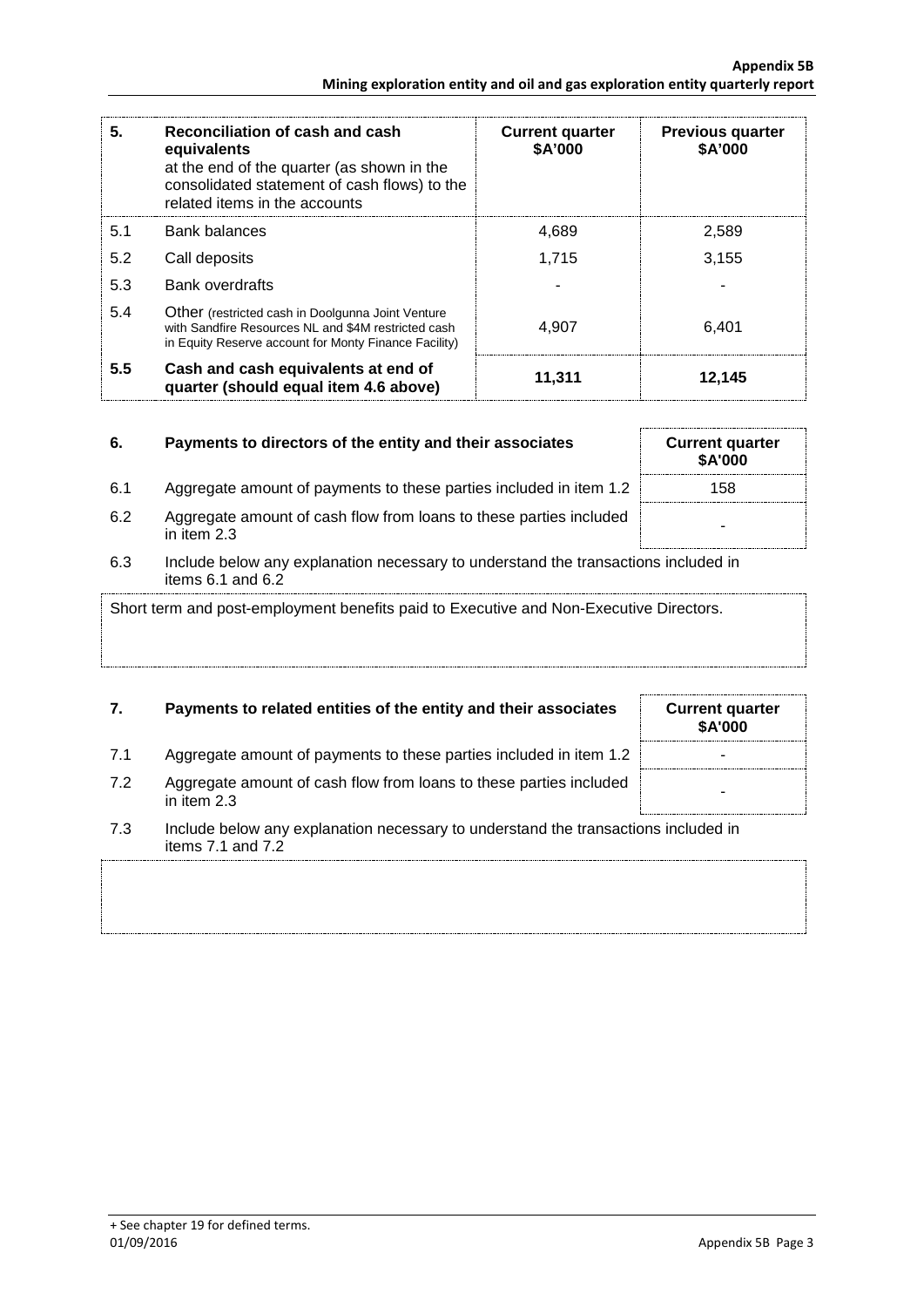| 5. | Reconciliation of cash and cash equivalents at the end of the quarter (as shown in the consolidated statement of cash flows) to the related items in the accounts | Current quarter $A'000 | Previous quarter $A'000 |
|---|---|---|---|
| 5.1 | Bank balances | 4,689 | 2,589 |
| 5.2 | Call deposits | 1,715 | 3,155 |
| 5.3 | Bank overdrafts | - | - |
| 5.4 | Other (restricted cash in Doolgunna Joint Venture with Sandfire Resources NL and $4M restricted cash in Equity Reserve account for Monty Finance Facility) | 4,907 | 6,401 |
| **5.5** | **Cash and cash equivalents at end of quarter (should equal item 4.6 above)** | **11,311** | **12,145** |

| 6. | Payments to directors of the entity and their associates | Current quarter $A'000 |
|---|---|---|
| 6.1 | Aggregate amount of payments to these parties included in item 1.2 | 158 |
| 6.2 | Aggregate amount of cash flow from loans to these parties included in item 2.3 | - |

6.3 Include below any explanation necessary to understand the transactions included in items 6.1 and 6.2

Short term and post-employment benefits paid to Executive and Non-Executive Directors.

| 7. | Payments to related entities of the entity and their associates | Current quarter $A'000 |
|---|---|---|
| 7.1 | Aggregate amount of payments to these parties included in item 1.2 | - |
| 7.2 | Aggregate amount of cash flow from loans to these parties included in item 2.3 | - |

7.3 Include below any explanation necessary to understand the transactions included in items 7.1 and 7.2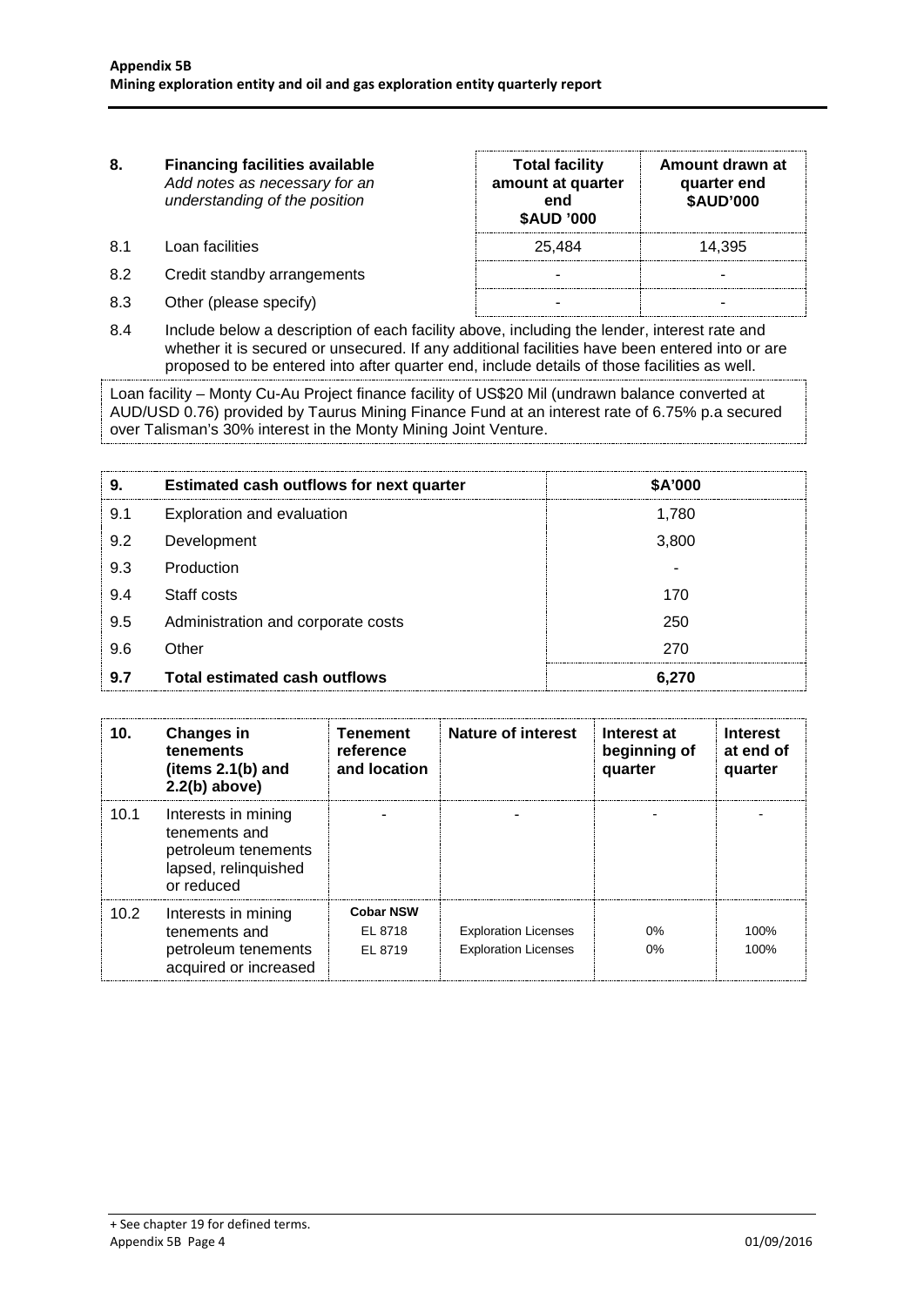| 8. | Financing facilities available<br>*Add notes as necessary for an understanding of the position* | Total facility amount at quarter end<br>$AUD '000 | Amount drawn at quarter end<br>$AUD'000 |
|---|---|---|---|
| 8.1 | Loan facilities | 25,484 | 14,395 |
| 8.2 | Credit standby arrangements | - | - |
| 8.3 | Other (please specify) | - | - |

8.4 Include below a description of each facility above, including the lender, interest rate and whether it is secured or unsecured. If any additional facilities have been entered into or are proposed to be entered into after quarter end, include details of those facilities as well.

Loan facility – Monty Cu-Au Project finance facility of US$20 Mil (undrawn balance converted at AUD/USD 0.76) provided by Taurus Mining Finance Fund at an interest rate of 6.75% p.a secured over Talisman's 30% interest in the Monty Mining Joint Venture.

| 9. | Estimated cash outflows for next quarter | $A'000 |
|---|---|---|
| 9.1 | Exploration and evaluation | 1,780 |
| 9.2 | Development | 3,800 |
| 9.3 | Production | - |
| 9.4 | Staff costs | 170 |
| 9.5 | Administration and corporate costs | 250 |
| 9.6 | Other | 270 |
| **9.7** | **Total estimated cash outflows** | **6,270** |

| 10. | Changes in tenements (items 2.1(b) and 2.2(b) above) | Tenement reference and location | Nature of interest | Interest at beginning of quarter | Interest at end of quarter |
|---|---|---|---|---|---|
| 10.1 | Interests in mining tenements and petroleum tenements lapsed, relinquished or reduced | - | - | - | - |
| 10.2 | Interests in mining tenements and petroleum tenements acquired or increased | **Cobar NSW**<br>EL 8718<br>EL 8719 | Exploration Licenses<br>Exploration Licenses | 0%<br>0% | 100%<br>100% |

+ See chapter 19 for defined terms.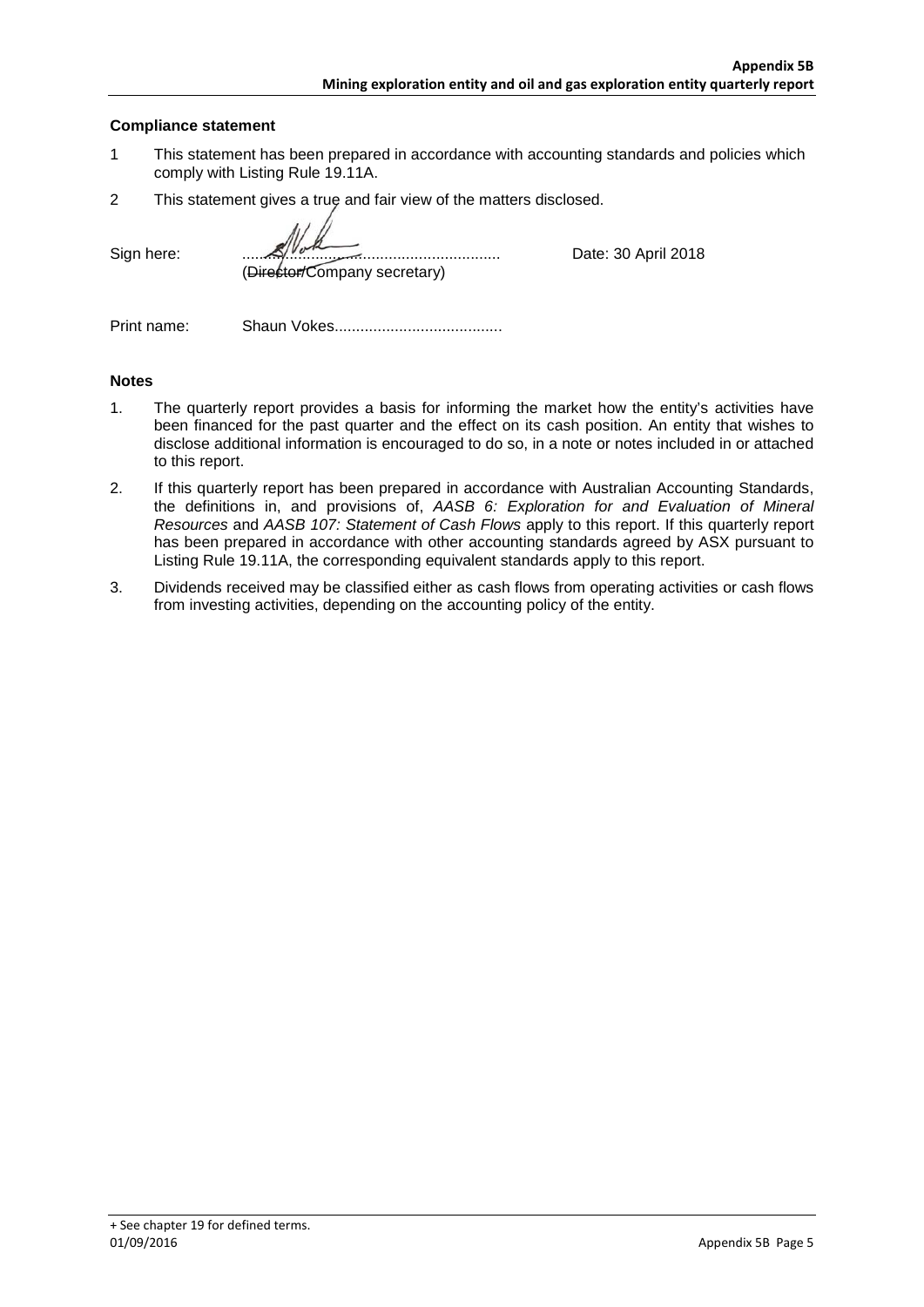## Compliance statement

1 This statement has been prepared in accordance with accounting standards and policies which comply with Listing Rule 19.11A.

2 This statement gives a true and fair view of the matters disclosed.

Sign here: ............................................................ Date: 30 April 2018
(~~Director~~/Company secretary)

Print name: Shaun Vokes.......................................

## Notes

1. The quarterly report provides a basis for informing the market how the entity's activities have been financed for the past quarter and the effect on its cash position. An entity that wishes to disclose additional information is encouraged to do so, in a note or notes included in or attached to this report.

2. If this quarterly report has been prepared in accordance with Australian Accounting Standards, the definitions in, and provisions of, *AASB 6: Exploration for and Evaluation of Mineral Resources* and *AASB 107: Statement of Cash Flows* apply to this report. If this quarterly report has been prepared in accordance with other accounting standards agreed by ASX pursuant to Listing Rule 19.11A, the corresponding equivalent standards apply to this report.

3. Dividends received may be classified either as cash flows from operating activities or cash flows from investing activities, depending on the accounting policy of the entity.